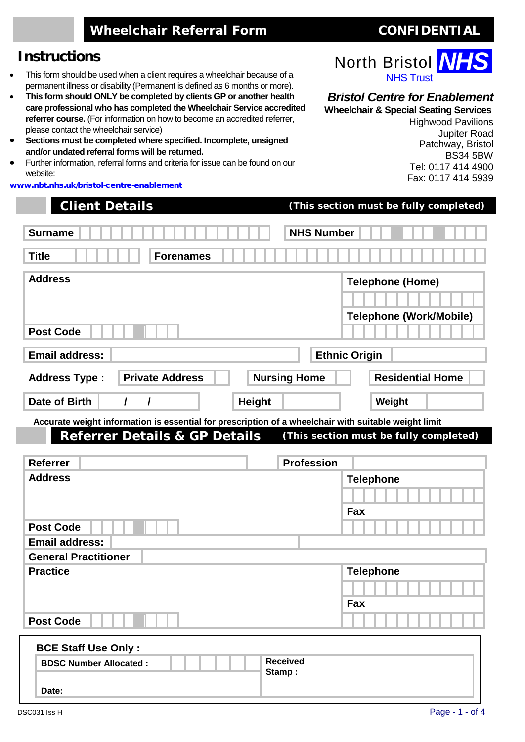# Wheelchair Referral Form

**CONFIDENTIAL**

North Bristol NHS
NHS Trust

***Bristol Centre for Enablement***
**Wheelchair & Special Seating Services**
Highwood Pavilions
Jupiter Road
Patchway, Bristol
BS34 5BW
Tel: 0117 414 4900
Fax: 0117 414 5939

## Instructions

- This form should be used when a client requires a wheelchair because of a permanent illness or disability (Permanent is defined as 6 months or more).
- **This form should ONLY be completed by clients GP or another health care professional who has completed the Wheelchair Service accredited referrer course.** (For information on how to become an accredited referrer, please contact the wheelchair service)
- **Sections must be completed where specified. Incomplete, unsigned and/or undated referral forms will be returned.**
- Further information, referral forms and criteria for issue can be found on our website:

**www.nbt.nhs.uk/bristol-centre-enablement**

## Client Details (This section must be fully completed)

| | | | |
|---|---|---|---|
| **Surname** | | **NHS Number** | |
| **Title** | | **Forenames** | |
| **Address** | | **Telephone (Home)** | |
| | | **Telephone (Work/Mobile)** | |
| **Post Code** | | | |
| **Email address:** | | **Ethnic Origin** | |

**Address Type :** **Private Address** ☐ **Nursing Home** ☐ **Residential Home** ☐

| | | | | | |
|---|---|---|---|---|---|
| **Date of Birth** | / / | **Height** | | **Weight** | |

**Accurate weight information is essential for prescription of a wheelchair with suitable weight limit**

## Referrer Details & GP Details (This section must be fully completed)

| | | | |
|---|---|---|---|
| **Referrer** | | **Profession** | |
| **Address** | | **Telephone** | |
| | | **Fax** | |
| **Post Code** | | | |
| **Email address:** | | | |
| **General Practitioner** | | | |
| **Practice** | | **Telephone** | |
| | | **Fax** | |
| **Post Code** | | | |

**BCE Staff Use Only :**

| | |
|---|---|
| **BDSC Number Allocated :** | **Received Stamp :** |
| **Date:** | |

DSC031 Iss H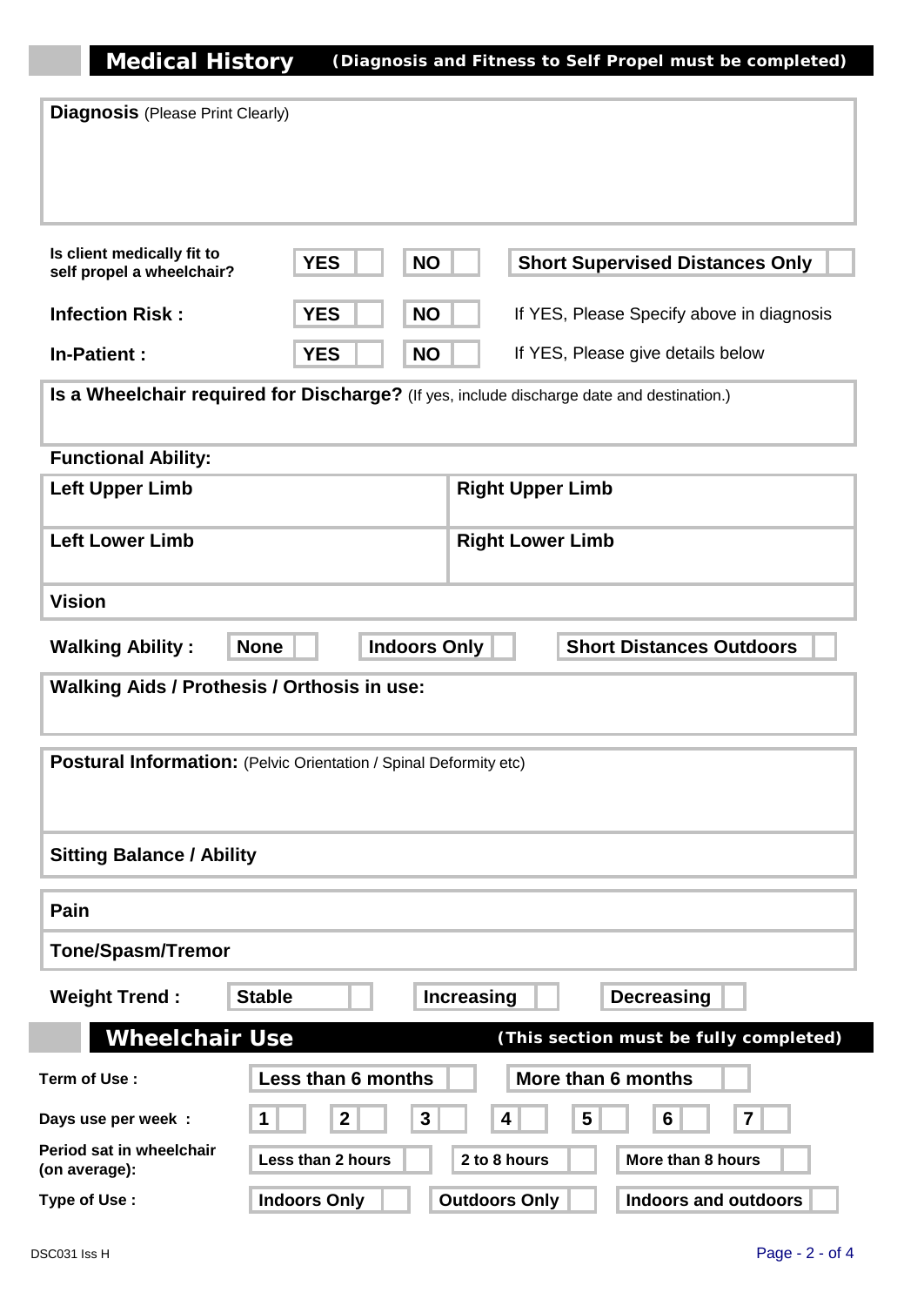## Medical History

**(Diagnosis and Fitness to Self Propel must be completed)**

**Diagnosis** (Please Print Clearly)

| | | | |
|---|---|---|---|
| **Is client medically fit to self propel a wheelchair?** | **YES** ☐ | **NO** ☐ | **Short Supervised Distances Only** ☐ |
| **Infection Risk :** | **YES** ☐ | **NO** ☐ | If YES, Please Specify above in diagnosis |
| **In-Patient :** | **YES** ☐ | **NO** ☐ | If YES, Please give details below |

**Is a Wheelchair required for Discharge?** (If yes, include discharge date and destination.)

**Functional Ability:**

| | |
|---|---|
| **Left Upper Limb** | **Right Upper Limb** |
| **Left Lower Limb** | **Right Lower Limb** |
| **Vision** | |

**Walking Ability :** **None** ☐ **Indoors Only** ☐ **Short Distances Outdoors** ☐

**Walking Aids / Prothesis / Orthosis in use:**

**Postural Information:** (Pelvic Orientation / Spinal Deformity etc)

**Sitting Balance / Ability**

**Pain**

**Tone/Spasm/Tremor**

**Weight Trend :** **Stable** ☐ **Increasing** ☐ **Decreasing** ☐

## Wheelchair Use

**(This section must be fully completed)**

| | | | | | | | |
|---|---|---|---|---|---|---|---|
| **Term of Use :** | **Less than 6 months** ☐ | **More than 6 months** ☐ | | | | | |
| **Days use per week :** | **1** ☐ | **2** ☐ | **3** ☐ | **4** ☐ | **5** ☐ | **6** ☐ | **7** ☐ |
| **Period sat in wheelchair (on average):** | **Less than 2 hours** ☐ | **2 to 8 hours** ☐ | **More than 8 hours** ☐ | | | | |
| **Type of Use :** | **Indoors Only** ☐ | **Outdoors Only** ☐ | **Indoors and outdoors** ☐ | | | | |

DSC031 Iss H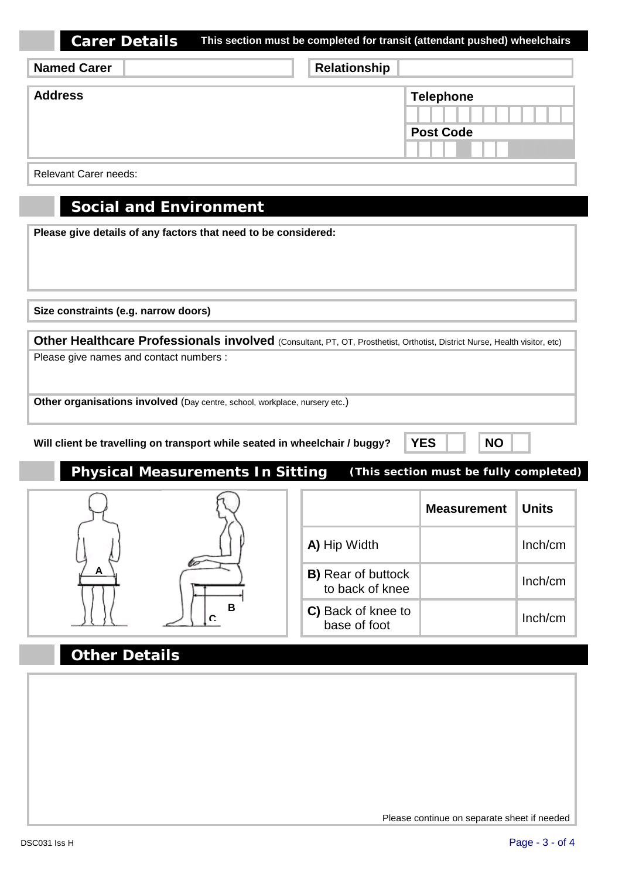## Carer Details

**This section must be completed for transit (attendant pushed) wheelchairs**

| **Named Carer** | | **Relationship** | |
|---|---|---|---|

| **Address** | **Telephone** |
|---|---|
| | |
| | **Post Code** |
| | |

Relevant Carer needs:

## Social and Environment

**Please give details of any factors that need to be considered:**

**Size constraints (e.g. narrow doors)**

**Other Healthcare Professionals involved** (Consultant, PT, OT, Prosthetist, Orthotist, District Nurse, Health visitor, etc)

Please give names and contact numbers :

**Other organisations involved** (Day centre, school, workplace, nursery etc.)

**Will client be travelling on transport while seated in wheelchair / buggy?** **YES** ☐ **NO** ☐

## Physical Measurements In Sitting

**(This section must be fully completed)**

A

B

C

| | **Measurement** | **Units** |
|---|---|---|
| **A)** Hip Width | | Inch/cm |
| **B)** Rear of buttock to back of knee | | Inch/cm |
| **C)** Back of knee to base of foot | | Inch/cm |

## Other Details

Please continue on separate sheet if needed

DSC031 Iss H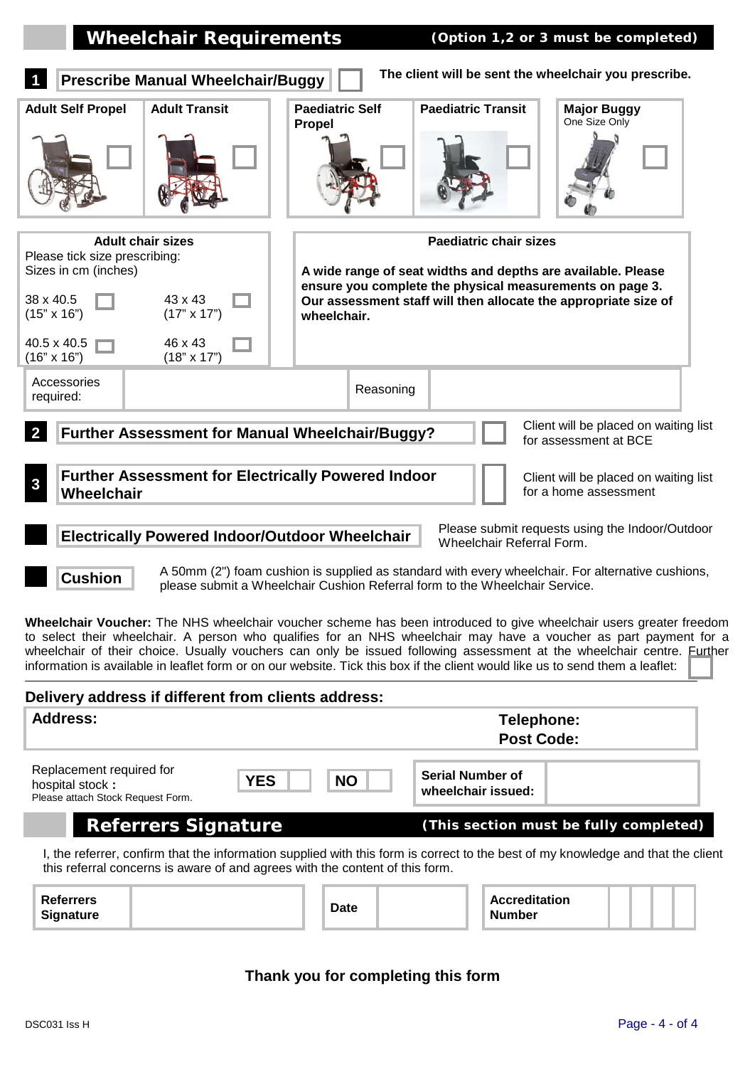## Wheelchair Requirements (Option 1,2 or 3 must be completed)

**1 Prescribe Manual Wheelchair/Buggy** ☐ **The client will be sent the wheelchair you prescribe.**

| Adult Self Propel | Adult Transit | Paediatric Self Propel | Paediatric Transit | Major Buggy One Size Only |
|---|---|---|---|---|
| ☐ | ☐ | ☐ | ☐ | ☐ |

| Adult chair sizes | | | | Paediatric chair sizes |
|---|---|---|---|---|
| Please tick size prescribing: Sizes in cm (inches) | | | | **A wide range of seat widths and depths are available. Please ensure you complete the physical measurements on page 3. Our assessment staff will then allocate the appropriate size of wheelchair.** |
| 38 x 40.5 (15" x 16") | ☐ | 43 x 43 (17" x 17") | ☐ | |
| 40.5 x 40.5 (16" x 16") | ☐ | 46 x 43 (18" x 17") | ☐ | |

| Accessories required: | | Reasoning | |
|---|---|---|---|

**2 Further Assessment for Manual Wheelchair/Buggy?** ☐ Client will be placed on waiting list for assessment at BCE

**3 Further Assessment for Electrically Powered Indoor Wheelchair** ☐ Client will be placed on waiting list for a home assessment

**Electrically Powered Indoor/Outdoor Wheelchair** — Please submit requests using the Indoor/Outdoor Wheelchair Referral Form.

**Cushion** — A 50mm (2") foam cushion is supplied as standard with every wheelchair. For alternative cushions, please submit a Wheelchair Cushion Referral form to the Wheelchair Service.

**Wheelchair Voucher:** The NHS wheelchair voucher scheme has been introduced to give wheelchair users greater freedom to select their wheelchair. A person who qualifies for an NHS wheelchair may have a voucher as part payment for a wheelchair of their choice. Usually vouchers can only be issued following assessment at the wheelchair centre. Further information is available in leaflet form or on our website. Tick this box if the client would like us to send them a leaflet: ☐

### Delivery address if different from clients address:

| **Address:** | **Telephone:** **Post Code:** |
|---|---|

| Replacement required for hospital stock : Please attach Stock Request Form. | **YES** ☐ | **NO** ☐ | **Serial Number of wheelchair issued:** | |
|---|---|---|---|---|

## Referrers Signature (This section must be fully completed)

I, the referrer, confirm that the information supplied with this form is correct to the best of my knowledge and that the client this referral concerns is aware of and agrees with the content of this form.

| **Referrers Signature** | | **Date** | | **Accreditation Number** | | | | |
|---|---|---|---|---|---|---|---|---|

**Thank you for completing this form**

DSC031 Iss H